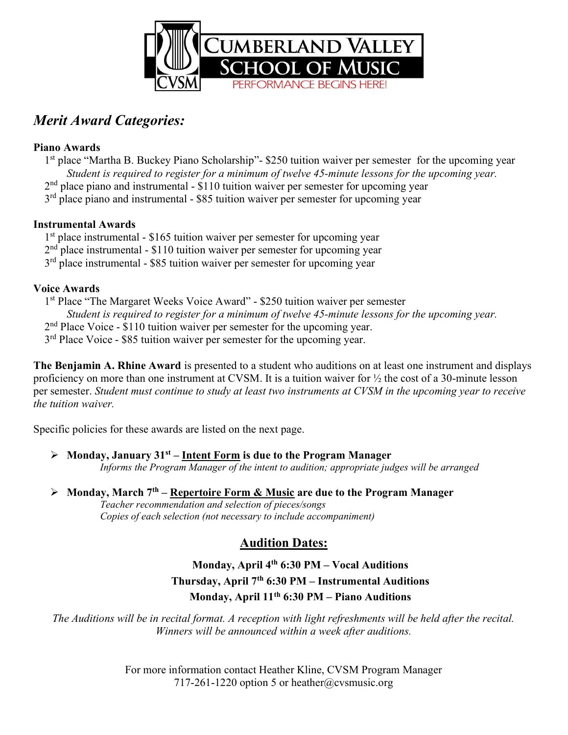# Cumberland Valley School of Music

CVSM

PERFORMANCE BEGINS HERE!

## *Merit Award Categories:*

**Piano Awards**

1st place "Martha B. Buckey Piano Scholarship"- $250 tuition waiver per semester for the upcoming year
*Student is required to register for a minimum of twelve 45-minute lessons for the upcoming year.*
2nd place piano and instrumental - $110 tuition waiver per semester for upcoming year
3rd place piano and instrumental - $85 tuition waiver per semester for upcoming year

**Instrumental Awards**

1st place instrumental - $165 tuition waiver per semester for upcoming year
2nd place instrumental - $110 tuition waiver per semester for upcoming year
3rd place instrumental - $85 tuition waiver per semester for upcoming year

**Voice Awards**

1st Place "The Margaret Weeks Voice Award" - $250 tuition waiver per semester
*Student is required to register for a minimum of twelve 45-minute lessons for the upcoming year.*
2nd Place Voice - $110 tuition waiver per semester for the upcoming year.
3rd Place Voice - $85 tuition waiver per semester for the upcoming year.

**The Benjamin A. Rhine Award** is presented to a student who auditions on at least one instrument and displays proficiency on more than one instrument at CVSM. It is a tuition waiver for ½ the cost of a 30-minute lesson per semester. *Student must continue to study at least two instruments at CVSM in the upcoming year to receive the tuition waiver.*

Specific policies for these awards are listed on the next page.

- **Monday, January 31st – Intent Form is due to the Program Manager**
  *Informs the Program Manager of the intent to audition; appropriate judges will be arranged*
- **Monday, March 7th – Repertoire Form & Music are due to the Program Manager**
  *Teacher recommendation and selection of pieces/songs*
  *Copies of each selection (not necessary to include accompaniment)*

## Audition Dates:

**Monday, April 4th 6:30 PM – Vocal Auditions**
**Thursday, April 7th 6:30 PM – Instrumental Auditions**
**Monday, April 11th 6:30 PM – Piano Auditions**

*The Auditions will be in recital format. A reception with light refreshments will be held after the recital. Winners will be announced within a week after auditions.*

For more information contact Heather Kline, CVSM Program Manager
717-261-1220 option 5 or heather@cvsmusic.org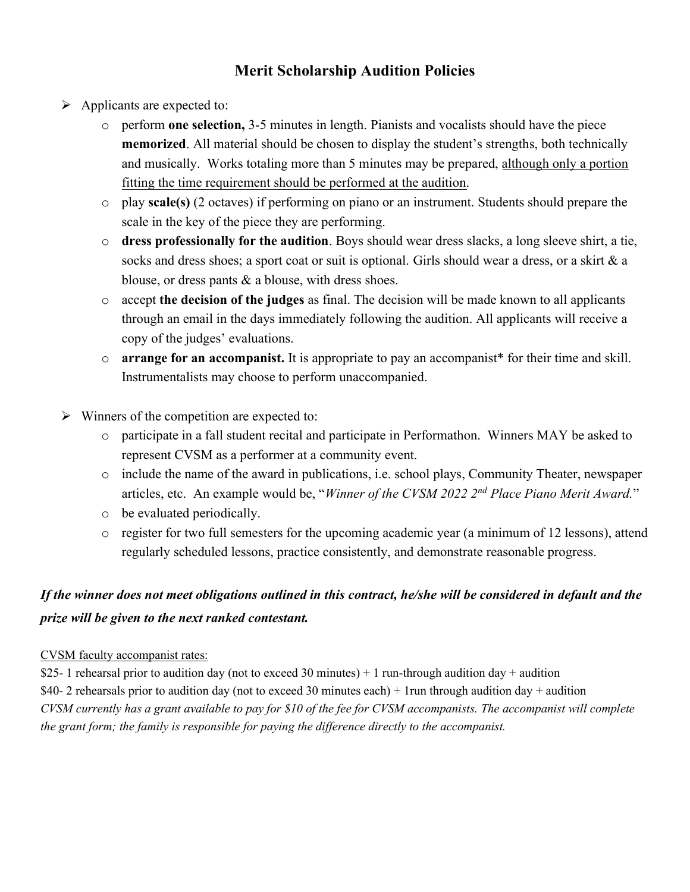# Merit Scholarship Audition Policies

- Applicants are expected to:
  - perform **one selection,** 3-5 minutes in length. Pianists and vocalists should have the piece **memorized**. All material should be chosen to display the student's strengths, both technically and musically. Works totaling more than 5 minutes may be prepared, although only a portion fitting the time requirement should be performed at the audition.
  - play **scale(s)** (2 octaves) if performing on piano or an instrument. Students should prepare the scale in the key of the piece they are performing.
  - **dress professionally for the audition**. Boys should wear dress slacks, a long sleeve shirt, a tie, socks and dress shoes; a sport coat or suit is optional. Girls should wear a dress, or a skirt & a blouse, or dress pants & a blouse, with dress shoes.
  - accept **the decision of the judges** as final. The decision will be made known to all applicants through an email in the days immediately following the audition. All applicants will receive a copy of the judges' evaluations.
  - **arrange for an accompanist.** It is appropriate to pay an accompanist* for their time and skill. Instrumentalists may choose to perform unaccompanied.

- Winners of the competition are expected to:
  - participate in a fall student recital and participate in Performathon. Winners MAY be asked to represent CVSM as a performer at a community event.
  - include the name of the award in publications, i.e. school plays, Community Theater, newspaper articles, etc. An example would be, "*Winner of the CVSM 2022 2nd Place Piano Merit Award.*"
  - be evaluated periodically.
  - register for two full semesters for the upcoming academic year (a minimum of 12 lessons), attend regularly scheduled lessons, practice consistently, and demonstrate reasonable progress.

***If the winner does not meet obligations outlined in this contract, he/she will be considered in default and the prize will be given to the next ranked contestant.***

CVSM faculty accompanist rates:

$25- 1 rehearsal prior to audition day (not to exceed 30 minutes) + 1 run-through audition day + audition

$40- 2 rehearsals prior to audition day (not to exceed 30 minutes each) + 1run through audition day + audition

*CVSM currently has a grant available to pay for $10 of the fee for CVSM accompanists. The accompanist will complete the grant form; the family is responsible for paying the difference directly to the accompanist.*